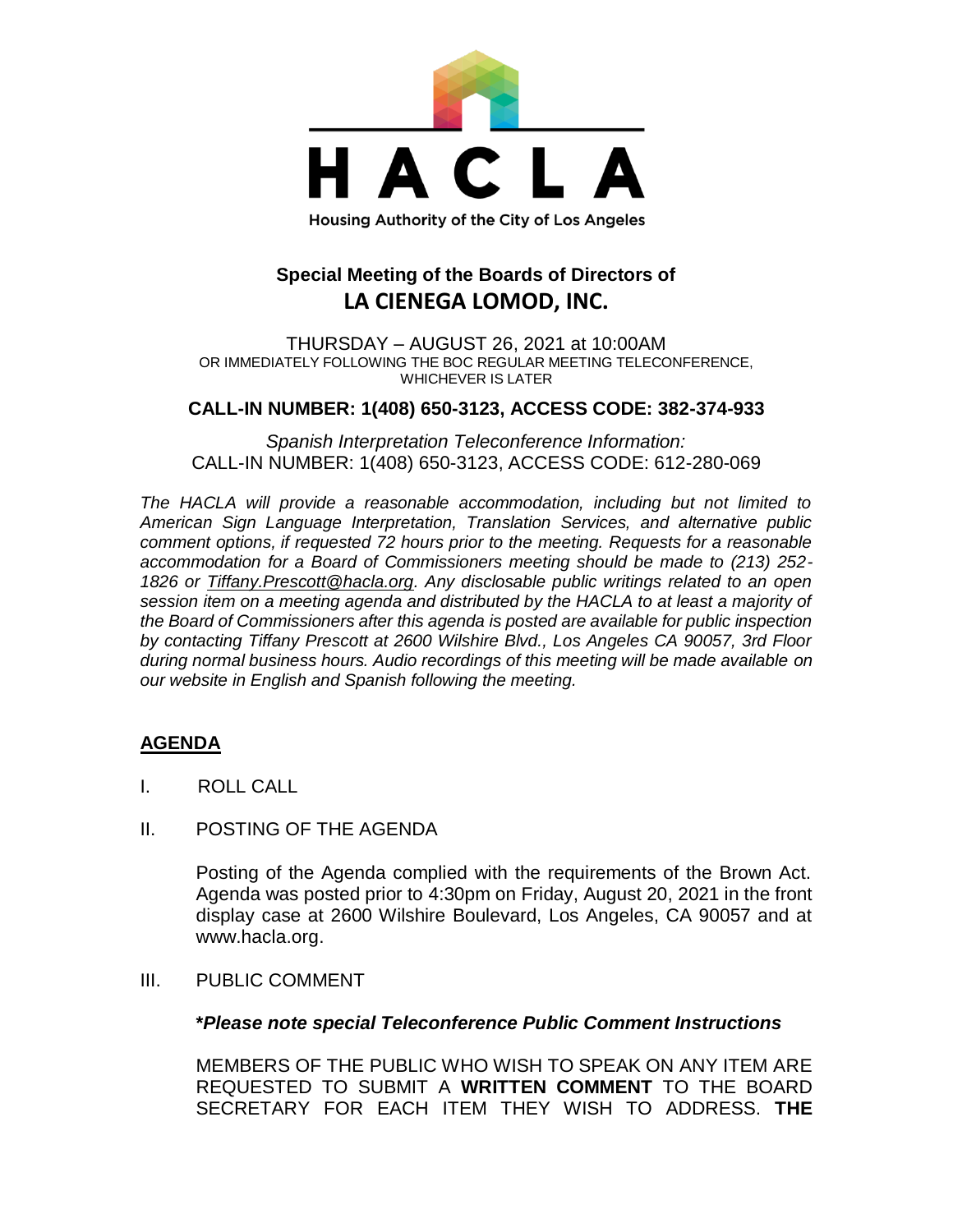HACLA

Housing Authority of the City of Los Angeles

## Special Meeting of the Boards of Directors of
## LA CIENEGA LOMOD, INC.

THURSDAY – AUGUST 26, 2021 at 10:00AM
OR IMMEDIATELY FOLLOWING THE BOC REGULAR MEETING TELECONFERENCE, WHICHEVER IS LATER

**CALL-IN NUMBER: 1(408) 650-3123, ACCESS CODE: 382-374-933**

*Spanish Interpretation Teleconference Information:*
CALL-IN NUMBER: 1(408) 650-3123, ACCESS CODE: 612-280-069

*The HACLA will provide a reasonable accommodation, including but not limited to American Sign Language Interpretation, Translation Services, and alternative public comment options, if requested 72 hours prior to the meeting. Requests for a reasonable accommodation for a Board of Commissioners meeting should be made to (213) 252-1826 or Tiffany.Prescott@hacla.org. Any disclosable public writings related to an open session item on a meeting agenda and distributed by the HACLA to at least a majority of the Board of Commissioners after this agenda is posted are available for public inspection by contacting Tiffany Prescott at 2600 Wilshire Blvd., Los Angeles CA 90057, 3rd Floor during normal business hours. Audio recordings of this meeting will be made available on our website in English and Spanish following the meeting.*

## AGENDA

I. ROLL CALL

II. POSTING OF THE AGENDA

Posting of the Agenda complied with the requirements of the Brown Act. Agenda was posted prior to 4:30pm on Friday, August 20, 2021 in the front display case at 2600 Wilshire Boulevard, Los Angeles, CA 90057 and at www.hacla.org.

III. PUBLIC COMMENT

***Please note special Teleconference Public Comment Instructions***

MEMBERS OF THE PUBLIC WHO WISH TO SPEAK ON ANY ITEM ARE REQUESTED TO SUBMIT A **WRITTEN COMMENT** TO THE BOARD SECRETARY FOR EACH ITEM THEY WISH TO ADDRESS. **THE**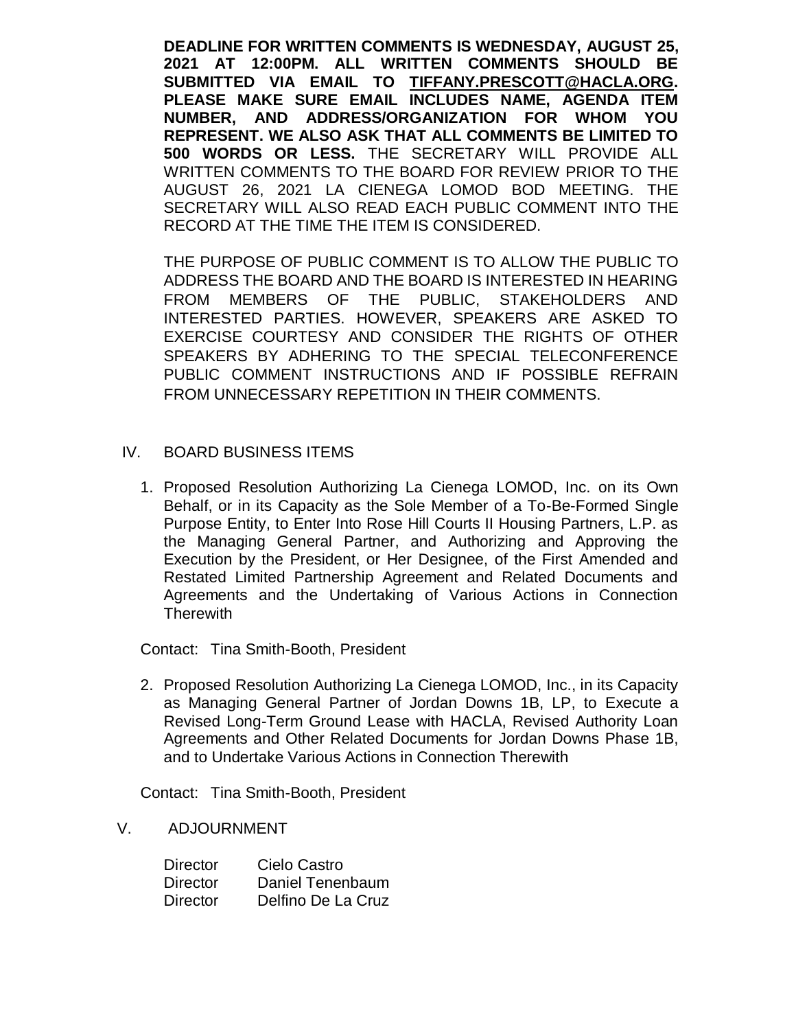**DEADLINE FOR WRITTEN COMMENTS IS WEDNESDAY, AUGUST 25, 2021 AT 12:00PM. ALL WRITTEN COMMENTS SHOULD BE SUBMITTED VIA EMAIL TO TIFFANY.PRESCOTT@HACLA.ORG. PLEASE MAKE SURE EMAIL INCLUDES NAME, AGENDA ITEM NUMBER, AND ADDRESS/ORGANIZATION FOR WHOM YOU REPRESENT. WE ALSO ASK THAT ALL COMMENTS BE LIMITED TO 500 WORDS OR LESS.** THE SECRETARY WILL PROVIDE ALL WRITTEN COMMENTS TO THE BOARD FOR REVIEW PRIOR TO THE AUGUST 26, 2021 LA CIENEGA LOMOD BOD MEETING. THE SECRETARY WILL ALSO READ EACH PUBLIC COMMENT INTO THE RECORD AT THE TIME THE ITEM IS CONSIDERED.

THE PURPOSE OF PUBLIC COMMENT IS TO ALLOW THE PUBLIC TO ADDRESS THE BOARD AND THE BOARD IS INTERESTED IN HEARING FROM MEMBERS OF THE PUBLIC, STAKEHOLDERS AND INTERESTED PARTIES. HOWEVER, SPEAKERS ARE ASKED TO EXERCISE COURTESY AND CONSIDER THE RIGHTS OF OTHER SPEAKERS BY ADHERING TO THE SPECIAL TELECONFERENCE PUBLIC COMMENT INSTRUCTIONS AND IF POSSIBLE REFRAIN FROM UNNECESSARY REPETITION IN THEIR COMMENTS.

## IV. BOARD BUSINESS ITEMS

1. Proposed Resolution Authorizing La Cienega LOMOD, Inc. on its Own Behalf, or in its Capacity as the Sole Member of a To-Be-Formed Single Purpose Entity, to Enter Into Rose Hill Courts II Housing Partners, L.P. as the Managing General Partner, and Authorizing and Approving the Execution by the President, or Her Designee, of the First Amended and Restated Limited Partnership Agreement and Related Documents and Agreements and the Undertaking of Various Actions in Connection Therewith

   Contact: Tina Smith-Booth, President

2. Proposed Resolution Authorizing La Cienega LOMOD, Inc., in its Capacity as Managing General Partner of Jordan Downs 1B, LP, to Execute a Revised Long-Term Ground Lease with HACLA, Revised Authority Loan Agreements and Other Related Documents for Jordan Downs Phase 1B, and to Undertake Various Actions in Connection Therewith

   Contact: Tina Smith-Booth, President

## V. ADJOURNMENT

| | |
|---|---|
| Director | Cielo Castro |
| Director | Daniel Tenenbaum |
| Director | Delfino De La Cruz |